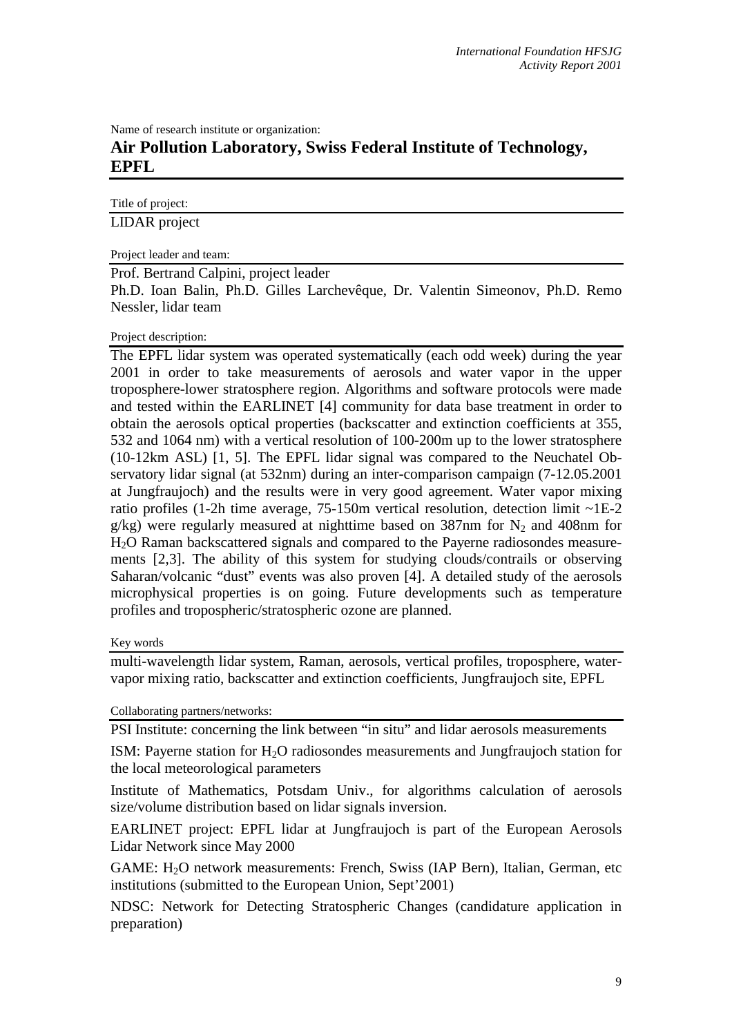Name of research institute or organization:

## Air Pollution Laboratory, Swiss Federal Institute of Technology, EPFL

Title of project:

LIDAR project

Project leader and team:

Prof. Bertrand Calpini, project leader

Ph.D. Ioan Balin, Ph.D. Gilles Larchevêque, Dr. Valentin Simeonov, Ph.D. Remo Nessler, lidar team

Project description:

The EPFL lidar system was operated systematically (each odd week) during the year 2001 in order to take measurements of aerosols and water vapor in the upper troposphere-lower stratosphere region. Algorithms and software protocols were made and tested within the EARLINET [4] community for data base treatment in order to obtain the aerosols optical properties (backscatter and extinction coefficients at 355, 532 and 1064 nm) with a vertical resolution of 100-200m up to the lower stratosphere (10-12km ASL) [1, 5]. The EPFL lidar signal was compared to the Neuchatel Observatory lidar signal (at 532nm) during an inter-comparison campaign (7-12.05.2001 at Jungfraujoch) and the results were in very good agreement. Water vapor mixing ratio profiles (1-2h time average, 75-150m vertical resolution, detection limit ~1E-2 g/kg) were regularly measured at nighttime based on 387nm for $N_2$ and 408nm for $H_2O$ Raman backscattered signals and compared to the Payerne radiosondes measurements [2,3]. The ability of this system for studying clouds/contrails or observing Saharan/volcanic "dust" events was also proven [4]. A detailed study of the aerosols microphysical properties is on going. Future developments such as temperature profiles and tropospheric/stratospheric ozone are planned.

Key words

multi-wavelength lidar system, Raman, aerosols, vertical profiles, troposphere, water-vapor mixing ratio, backscatter and extinction coefficients, Jungfraujoch site, EPFL

Collaborating partners/networks:

PSI Institute: concerning the link between "in situ" and lidar aerosols measurements

ISM: Payerne station for $H_2O$ radiosondes measurements and Jungfraujoch station for the local meteorological parameters

Institute of Mathematics, Potsdam Univ., for algorithms calculation of aerosols size/volume distribution based on lidar signals inversion.

EARLINET project: EPFL lidar at Jungfraujoch is part of the European Aerosols Lidar Network since May 2000

GAME: $H_2O$ network measurements: French, Swiss (IAP Bern), Italian, German, etc institutions (submitted to the European Union, Sept'2001)

NDSC: Network for Detecting Stratospheric Changes (candidature application in preparation)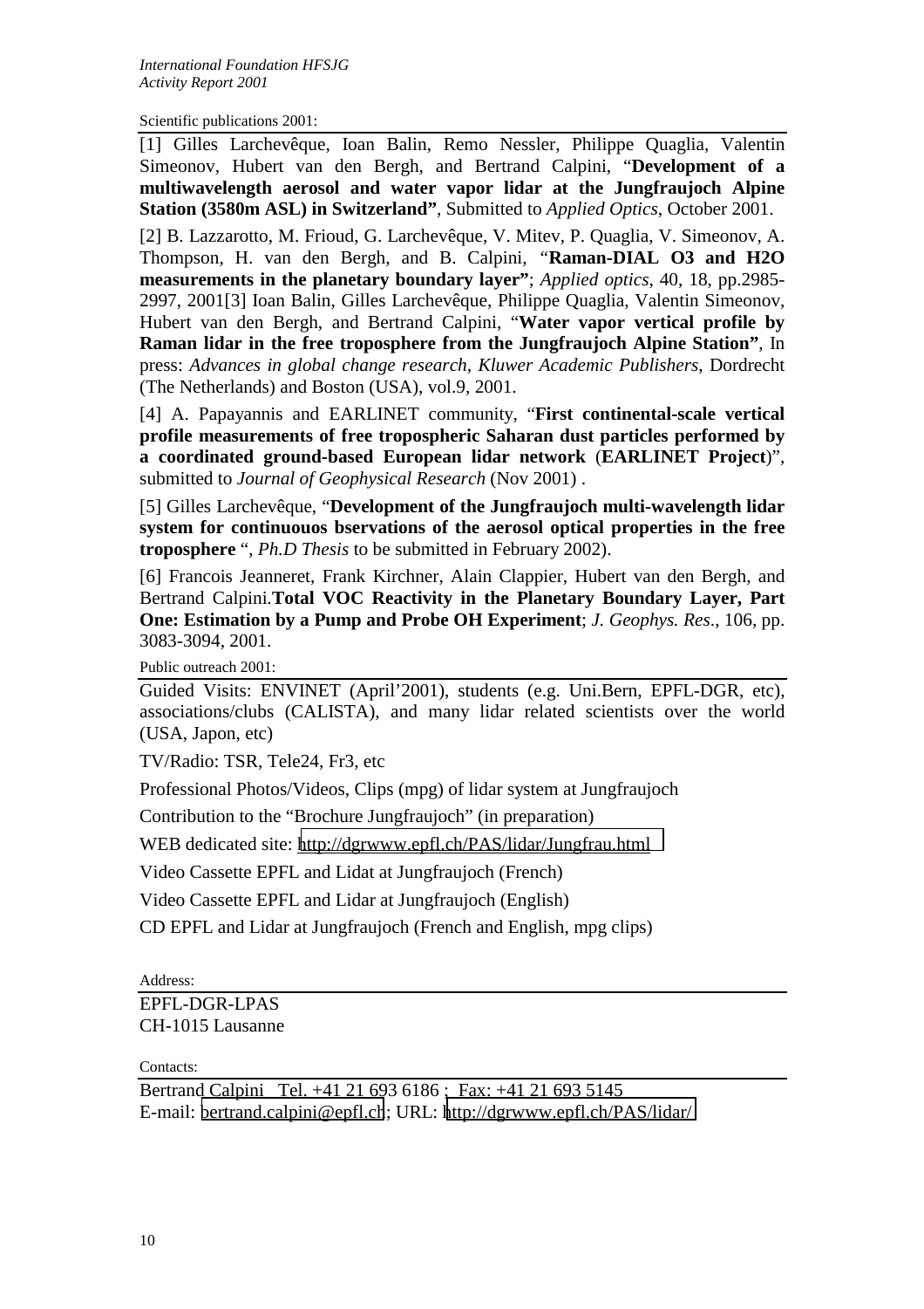Scientific publications 2001:

[1] Gilles Larchevêque, Ioan Balin, Remo Nessler, Philippe Quaglia, Valentin Simeonov, Hubert van den Bergh, and Bertrand Calpini, "**Development of a multiwavelength aerosol and water vapor lidar at the Jungfraujoch Alpine Station (3580m ASL) in Switzerland"**, Submitted to *Applied Optics*, October 2001.

[2] B. Lazzarotto, M. Frioud, G. Larchevêque, V. Mitev, P. Quaglia, V. Simeonov, A. Thompson, H. van den Bergh, and B. Calpini, "**Raman-DIAL O3 and H2O measurements in the planetary boundary layer"**; *Applied optics*, 40, 18, pp.2985-2997, 2001[3] Ioan Balin, Gilles Larchevêque, Philippe Quaglia, Valentin Simeonov, Hubert van den Bergh, and Bertrand Calpini, "**Water vapor vertical profile by Raman lidar in the free troposphere from the Jungfraujoch Alpine Station"**, In press: *Advances in global change research, Kluwer Academic Publishers*, Dordrecht (The Netherlands) and Boston (USA), vol.9, 2001.

[4] A. Papayannis and EARLINET community, "**First continental-scale vertical profile measurements of free tropospheric Saharan dust particles performed by a coordinated ground-based European lidar network** (**EARLINET Project**)", submitted to *Journal of Geophysical Research* (Nov 2001) .

[5] Gilles Larchevêque, "**Development of the Jungfraujoch multi-wavelength lidar system for continuouos bservations of the aerosol optical properties in the free troposphere** ", *Ph.D Thesis* to be submitted in February 2002).

[6] Francois Jeanneret, Frank Kirchner, Alain Clappier, Hubert van den Bergh, and Bertrand Calpini.**Total VOC Reactivity in the Planetary Boundary Layer, Part One: Estimation by a Pump and Probe OH Experiment**; *J. Geophys. Res*., 106, pp. 3083-3094, 2001.

Public outreach 2001:

Guided Visits: ENVINET (April'2001), students (e.g. Uni.Bern, EPFL-DGR, etc), associations/clubs (CALISTA), and many lidar related scientists over the world (USA, Japon, etc)

TV/Radio: TSR, Tele24, Fr3, etc

Professional Photos/Videos, Clips (mpg) of lidar system at Jungfraujoch

Contribution to the "Brochure Jungfraujoch" (in preparation)

WEB dedicated site: http://dgrwww.epfl.ch/PAS/lidar/Jungfrau.html

Video Cassette EPFL and Lidat at Jungfraujoch (French)

Video Cassette EPFL and Lidar at Jungfraujoch (English)

CD EPFL and Lidar at Jungfraujoch (French and English, mpg clips)

Address:

EPFL-DGR-LPAS
CH-1015 Lausanne

Contacts:

Bertrand Calpini Tel. +41 21 693 6186 ; Fax: +41 21 693 5145
E-mail: bertrand.calpini@epfl.ch; URL: http://dgrwww.epfl.ch/PAS/lidar/